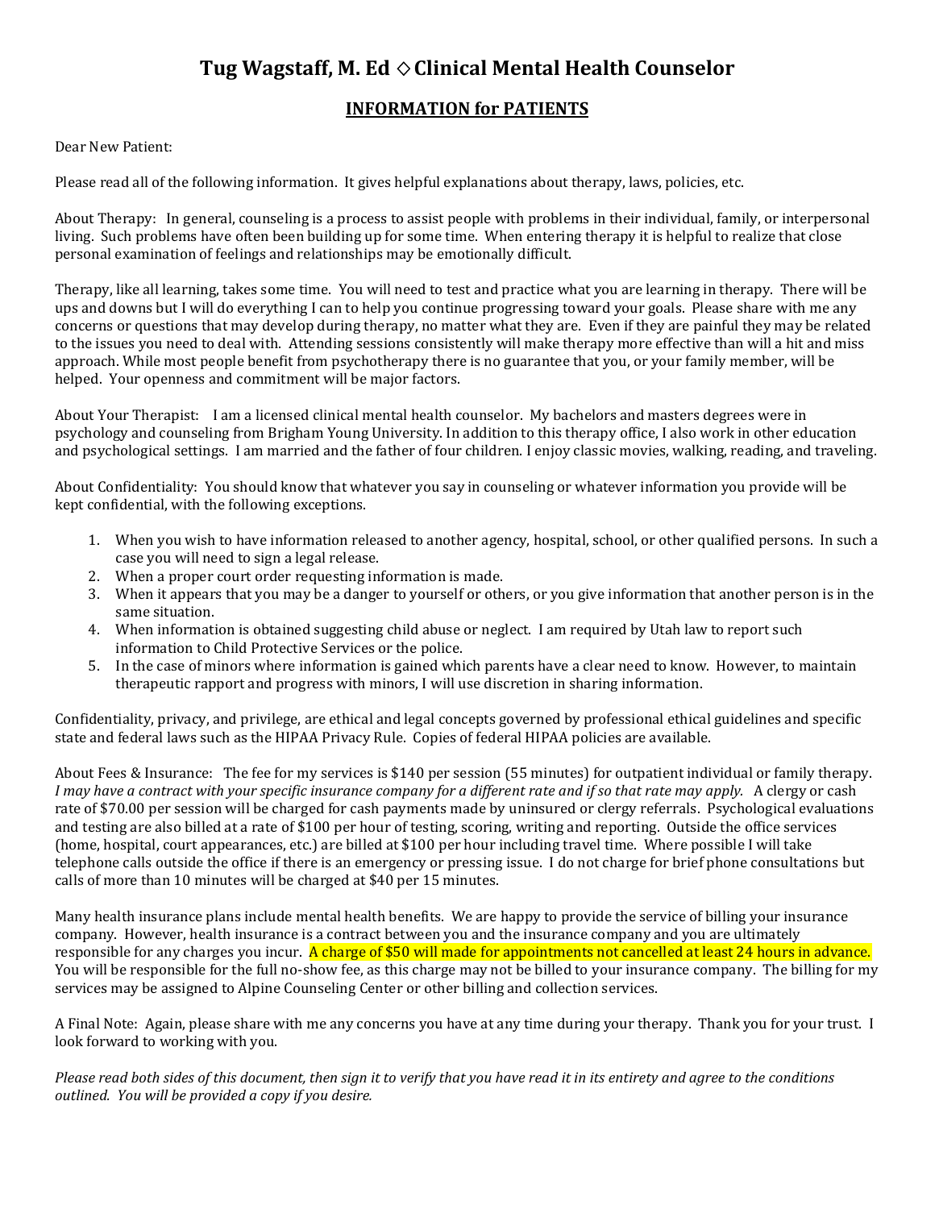# Tug Wagstaff, M. Ed ◇ Clinical Mental Health Counselor

## INFORMATION for PATIENTS

Dear New Patient:

Please read all of the following information. It gives helpful explanations about therapy, laws, policies, etc.

About Therapy: In general, counseling is a process to assist people with problems in their individual, family, or interpersonal living. Such problems have often been building up for some time. When entering therapy it is helpful to realize that close personal examination of feelings and relationships may be emotionally difficult.

Therapy, like all learning, takes some time. You will need to test and practice what you are learning in therapy. There will be ups and downs but I will do everything I can to help you continue progressing toward your goals. Please share with me any concerns or questions that may develop during therapy, no matter what they are. Even if they are painful they may be related to the issues you need to deal with. Attending sessions consistently will make therapy more effective than will a hit and miss approach. While most people benefit from psychotherapy there is no guarantee that you, or your family member, will be helped. Your openness and commitment will be major factors.

About Your Therapist: I am a licensed clinical mental health counselor. My bachelors and masters degrees were in psychology and counseling from Brigham Young University. In addition to this therapy office, I also work in other education and psychological settings. I am married and the father of four children. I enjoy classic movies, walking, reading, and traveling.

About Confidentiality: You should know that whatever you say in counseling or whatever information you provide will be kept confidential, with the following exceptions.

1. When you wish to have information released to another agency, hospital, school, or other qualified persons. In such a case you will need to sign a legal release.
2. When a proper court order requesting information is made.
3. When it appears that you may be a danger to yourself or others, or you give information that another person is in the same situation.
4. When information is obtained suggesting child abuse or neglect. I am required by Utah law to report such information to Child Protective Services or the police.
5. In the case of minors where information is gained which parents have a clear need to know. However, to maintain therapeutic rapport and progress with minors, I will use discretion in sharing information.

Confidentiality, privacy, and privilege, are ethical and legal concepts governed by professional ethical guidelines and specific state and federal laws such as the HIPAA Privacy Rule. Copies of federal HIPAA policies are available.

About Fees & Insurance: The fee for my services is $140 per session (55 minutes) for outpatient individual or family therapy. *I may have a contract with your specific insurance company for a different rate and if so that rate may apply.* A clergy or cash rate of $70.00 per session will be charged for cash payments made by uninsured or clergy referrals. Psychological evaluations and testing are also billed at a rate of $100 per hour of testing, scoring, writing and reporting. Outside the office services (home, hospital, court appearances, etc.) are billed at $100 per hour including travel time. Where possible I will take telephone calls outside the office if there is an emergency or pressing issue. I do not charge for brief phone consultations but calls of more than 10 minutes will be charged at $40 per 15 minutes.

Many health insurance plans include mental health benefits. We are happy to provide the service of billing your insurance company. However, health insurance is a contract between you and the insurance company and you are ultimately responsible for any charges you incur. A charge of $50 will made for appointments not cancelled at least 24 hours in advance. You will be responsible for the full no-show fee, as this charge may not be billed to your insurance company. The billing for my services may be assigned to Alpine Counseling Center or other billing and collection services.

A Final Note: Again, please share with me any concerns you have at any time during your therapy. Thank you for your trust. I look forward to working with you.

*Please read both sides of this document, then sign it to verify that you have read it in its entirety and agree to the conditions outlined. You will be provided a copy if you desire.*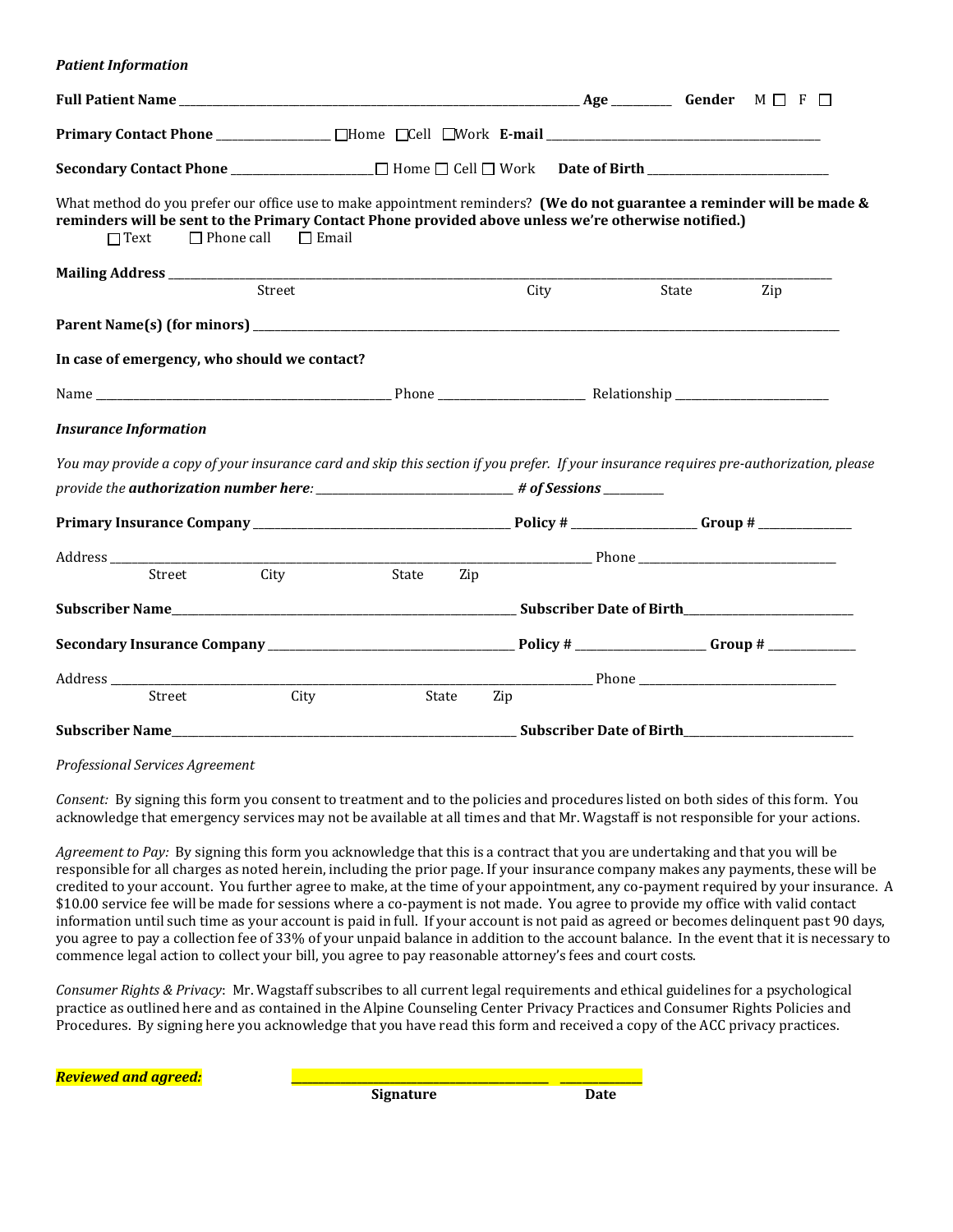***Patient Information***

**Full Patient Name** ______________________________________________________________ **Age** _________ **Gender** M ☐ F ☐

**Primary Contact Phone** _________________ ☐Home ☐Cell ☐Work **E-mail** _____________________________________________

**Secondary Contact Phone** ______________________ ☐ Home ☐ Cell ☐ Work **Date of Birth** ____________________________

What method do you prefer our office use to make appointment reminders? **(We do not guarantee a reminder will be made & reminders will be sent to the Primary Contact Phone provided above unless we're otherwise notified.)**

☐ Text ☐ Phone call ☐ Email

**Mailing Address** ______________________________________________________________________________________________

Street City State Zip

**Parent Name(s) (for minors)** _______________________________________________________________________________

**In case of emergency, who should we contact?**

Name ______________________________________________ Phone ______________________ Relationship ________________________

***Insurance Information***

*You may provide a copy of your insurance card and skip this section if you prefer. If your insurance requires pre-authorization, please provide the* ***authorization number here:*** _______________________________ ***# of Sessions*** _________

**Primary Insurance Company** ________________________________________ **Policy #** ___________________ **Group #** ______________

Address ________________________________________________________________________ Phone ________________________________

Street City State Zip

**Subscriber Name**_________________________________________________________ **Subscriber Date of Birth**___________________________

**Secondary Insurance Company** _______________________________________ **Policy #** ____________________ **Group #** ______________

Address ________________________________________________________________________ Phone ________________________________

Street City State Zip

**Subscriber Name**_________________________________________________________ **Subscriber Date of Birth**___________________________

*Professional Services Agreement*

*Consent:* By signing this form you consent to treatment and to the policies and procedures listed on both sides of this form. You acknowledge that emergency services may not be available at all times and that Mr. Wagstaff is not responsible for your actions.

*Agreement to Pay:* By signing this form you acknowledge that this is a contract that you are undertaking and that you will be responsible for all charges as noted herein, including the prior page. If your insurance company makes any payments, these will be credited to your account. You further agree to make, at the time of your appointment, any co-payment required by your insurance. A $10.00 service fee will be made for sessions where a co-payment is not made. You agree to provide my office with valid contact information until such time as your account is paid in full. If your account is not paid as agreed or becomes delinquent past 90 days, you agree to pay a collection fee of 33% of your unpaid balance in addition to the account balance. In the event that it is necessary to commence legal action to collect your bill, you agree to pay reasonable attorney's fees and court costs.

*Consumer Rights & Privacy*: Mr. Wagstaff subscribes to all current legal requirements and ethical guidelines for a psychological practice as outlined here and as contained in the Alpine Counseling Center Privacy Practices and Consumer Rights Policies and Procedures. By signing here you acknowledge that you have read this form and received a copy of the ACC privacy practices.

***Reviewed and agreed:*** ________________________________________ ______________

**Signature** **Date**